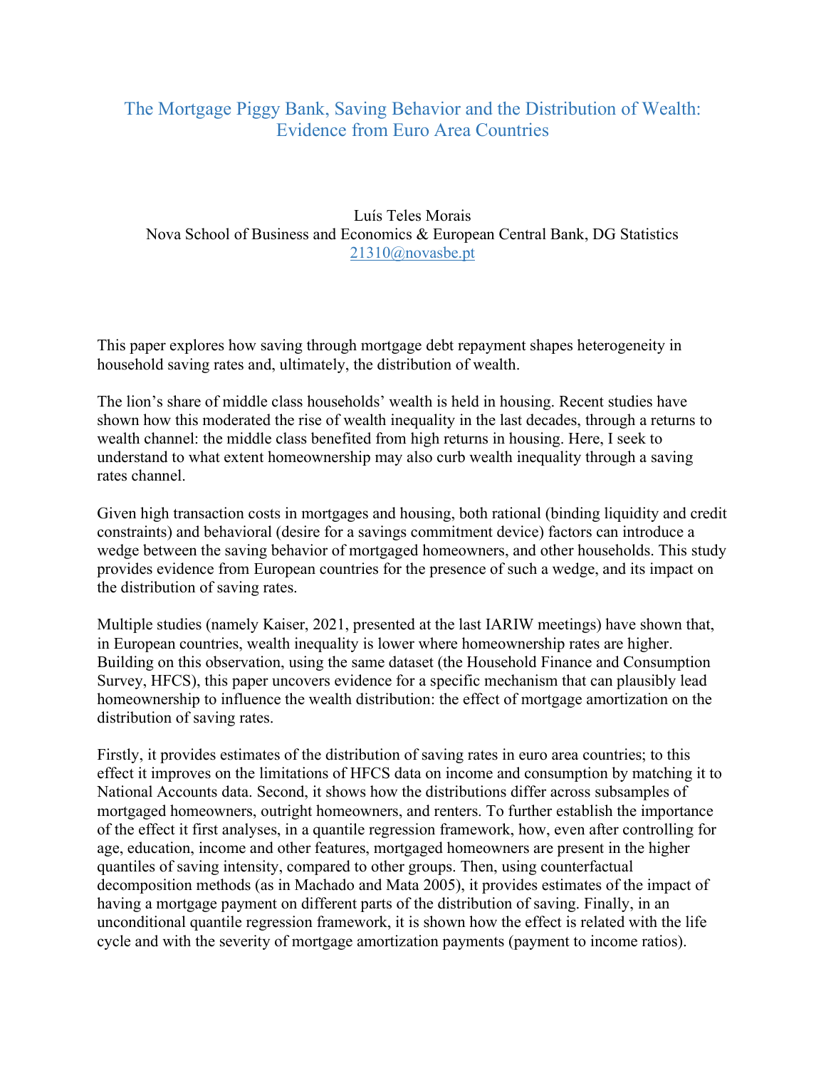# The Mortgage Piggy Bank, Saving Behavior and the Distribution of Wealth: Evidence from Euro Area Countries

Luís Teles Morais
Nova School of Business and Economics & European Central Bank, DG Statistics
21310@novasbe.pt

This paper explores how saving through mortgage debt repayment shapes heterogeneity in household saving rates and, ultimately, the distribution of wealth.

The lion's share of middle class households' wealth is held in housing. Recent studies have shown how this moderated the rise of wealth inequality in the last decades, through a returns to wealth channel: the middle class benefited from high returns in housing. Here, I seek to understand to what extent homeownership may also curb wealth inequality through a saving rates channel.

Given high transaction costs in mortgages and housing, both rational (binding liquidity and credit constraints) and behavioral (desire for a savings commitment device) factors can introduce a wedge between the saving behavior of mortgaged homeowners, and other households. This study provides evidence from European countries for the presence of such a wedge, and its impact on the distribution of saving rates.

Multiple studies (namely Kaiser, 2021, presented at the last IARIW meetings) have shown that, in European countries, wealth inequality is lower where homeownership rates are higher. Building on this observation, using the same dataset (the Household Finance and Consumption Survey, HFCS), this paper uncovers evidence for a specific mechanism that can plausibly lead homeownership to influence the wealth distribution: the effect of mortgage amortization on the distribution of saving rates.

Firstly, it provides estimates of the distribution of saving rates in euro area countries; to this effect it improves on the limitations of HFCS data on income and consumption by matching it to National Accounts data. Second, it shows how the distributions differ across subsamples of mortgaged homeowners, outright homeowners, and renters. To further establish the importance of the effect it first analyses, in a quantile regression framework, how, even after controlling for age, education, income and other features, mortgaged homeowners are present in the higher quantiles of saving intensity, compared to other groups. Then, using counterfactual decomposition methods (as in Machado and Mata 2005), it provides estimates of the impact of having a mortgage payment on different parts of the distribution of saving. Finally, in an unconditional quantile regression framework, it is shown how the effect is related with the life cycle and with the severity of mortgage amortization payments (payment to income ratios).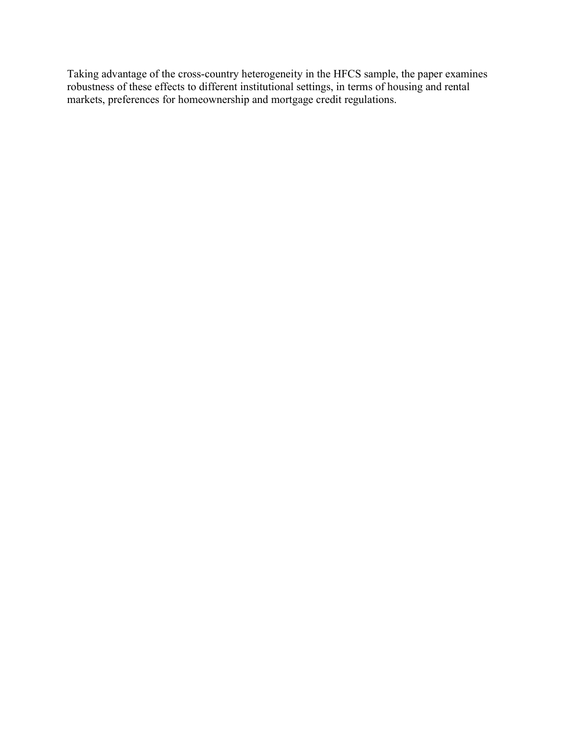Taking advantage of the cross-country heterogeneity in the HFCS sample, the paper examines robustness of these effects to different institutional settings, in terms of housing and rental markets, preferences for homeownership and mortgage credit regulations.